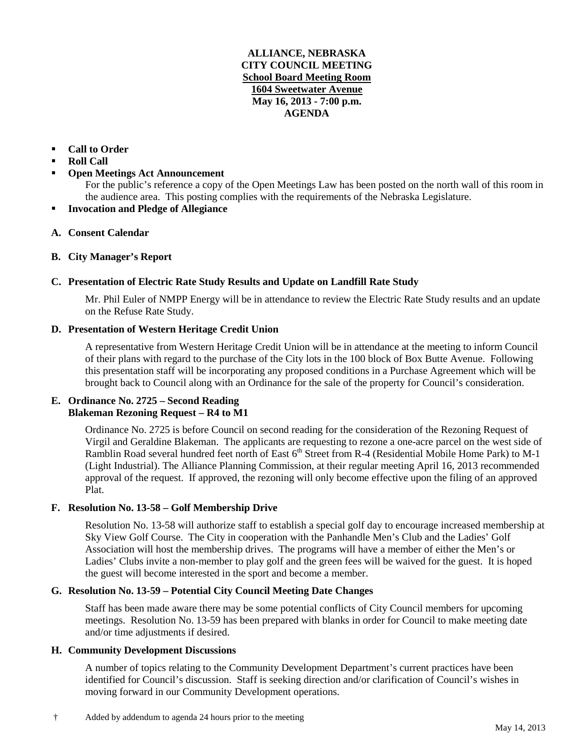**ALLIANCE, NEBRASKA**
**CITY COUNCIL MEETING**
**School Board Meeting Room**
**1604 Sweetwater Avenue**
**May 16, 2013 - 7:00 p.m.**
**AGENDA**

- **Call to Order**
- **Roll Call**
- **Open Meetings Act Announcement**
  For the public's reference a copy of the Open Meetings Law has been posted on the north wall of this room in the audience area. This posting complies with the requirements of the Nebraska Legislature.
- **Invocation and Pledge of Allegiance**

**A. Consent Calendar**

**B. City Manager's Report**

**C. Presentation of Electric Rate Study Results and Update on Landfill Rate Study**

Mr. Phil Euler of NMPP Energy will be in attendance to review the Electric Rate Study results and an update on the Refuse Rate Study.

**D. Presentation of Western Heritage Credit Union**

A representative from Western Heritage Credit Union will be in attendance at the meeting to inform Council of their plans with regard to the purchase of the City lots in the 100 block of Box Butte Avenue. Following this presentation staff will be incorporating any proposed conditions in a Purchase Agreement which will be brought back to Council along with an Ordinance for the sale of the property for Council's consideration.

**E. Ordinance No. 2725 – Second Reading**
**Blakeman Rezoning Request – R4 to M1**

Ordinance No. 2725 is before Council on second reading for the consideration of the Rezoning Request of Virgil and Geraldine Blakeman. The applicants are requesting to rezone a one-acre parcel on the west side of Ramblin Road several hundred feet north of East 6th Street from R-4 (Residential Mobile Home Park) to M-1 (Light Industrial). The Alliance Planning Commission, at their regular meeting April 16, 2013 recommended approval of the request. If approved, the rezoning will only become effective upon the filing of an approved Plat.

**F. Resolution No. 13-58 – Golf Membership Drive**

Resolution No. 13-58 will authorize staff to establish a special golf day to encourage increased membership at Sky View Golf Course. The City in cooperation with the Panhandle Men's Club and the Ladies' Golf Association will host the membership drives. The programs will have a member of either the Men's or Ladies' Clubs invite a non-member to play golf and the green fees will be waived for the guest. It is hoped the guest will become interested in the sport and become a member.

**G. Resolution No. 13-59 – Potential City Council Meeting Date Changes**

Staff has been made aware there may be some potential conflicts of City Council members for upcoming meetings. Resolution No. 13-59 has been prepared with blanks in order for Council to make meeting date and/or time adjustments if desired.

**H. Community Development Discussions**

A number of topics relating to the Community Development Department's current practices have been identified for Council's discussion. Staff is seeking direction and/or clarification of Council's wishes in moving forward in our Community Development operations.

† Added by addendum to agenda 24 hours prior to the meeting

May 14, 2013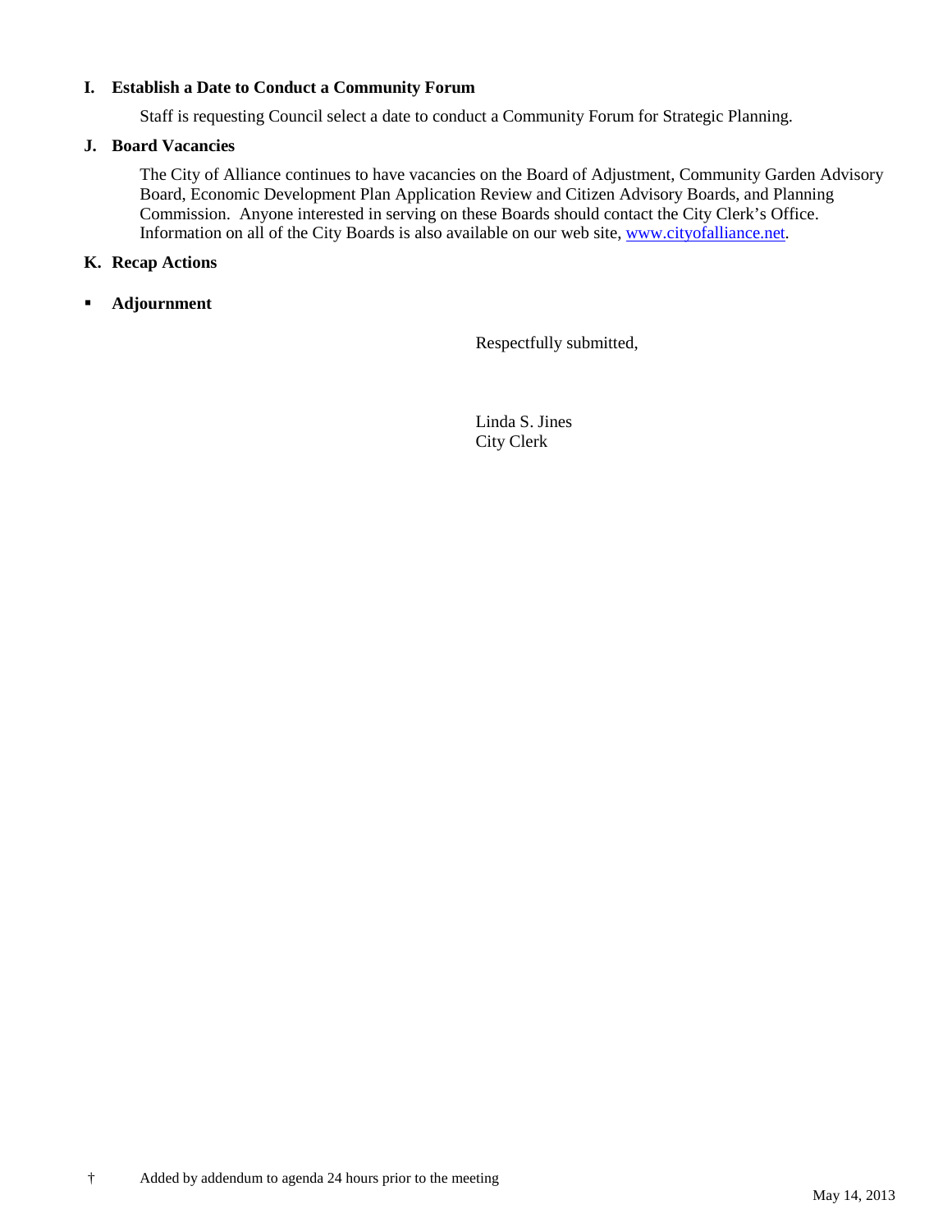**I. Establish a Date to Conduct a Community Forum**

Staff is requesting Council select a date to conduct a Community Forum for Strategic Planning.

**J. Board Vacancies**

The City of Alliance continues to have vacancies on the Board of Adjustment, Community Garden Advisory Board, Economic Development Plan Application Review and Citizen Advisory Boards, and Planning Commission. Anyone interested in serving on these Boards should contact the City Clerk's Office. Information on all of the City Boards is also available on our web site, [www.cityofalliance.net](http://www.cityofalliance.net).

**K. Recap Actions**

- **Adjournment**

Respectfully submitted,

Linda S. Jines
City Clerk

† Added by addendum to agenda 24 hours prior to the meeting

May 14, 2013